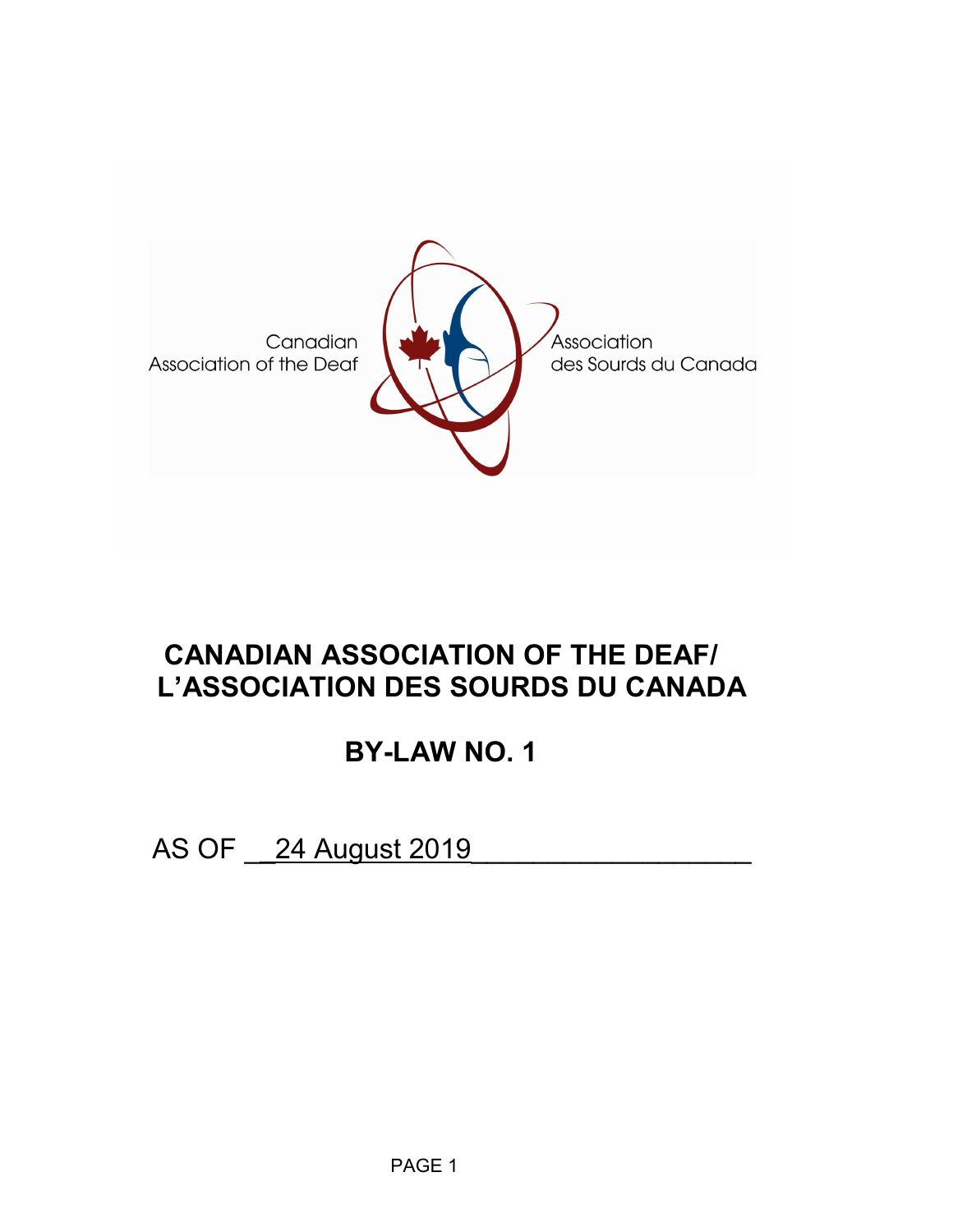Canadian Association of the Deaf

Association des Sourds du Canada

# CANADIAN ASSOCIATION OF THE DEAF/ L'ASSOCIATION DES SOURDS DU CANADA

## BY-LAW NO. 1

AS OF __24 August 2019__________________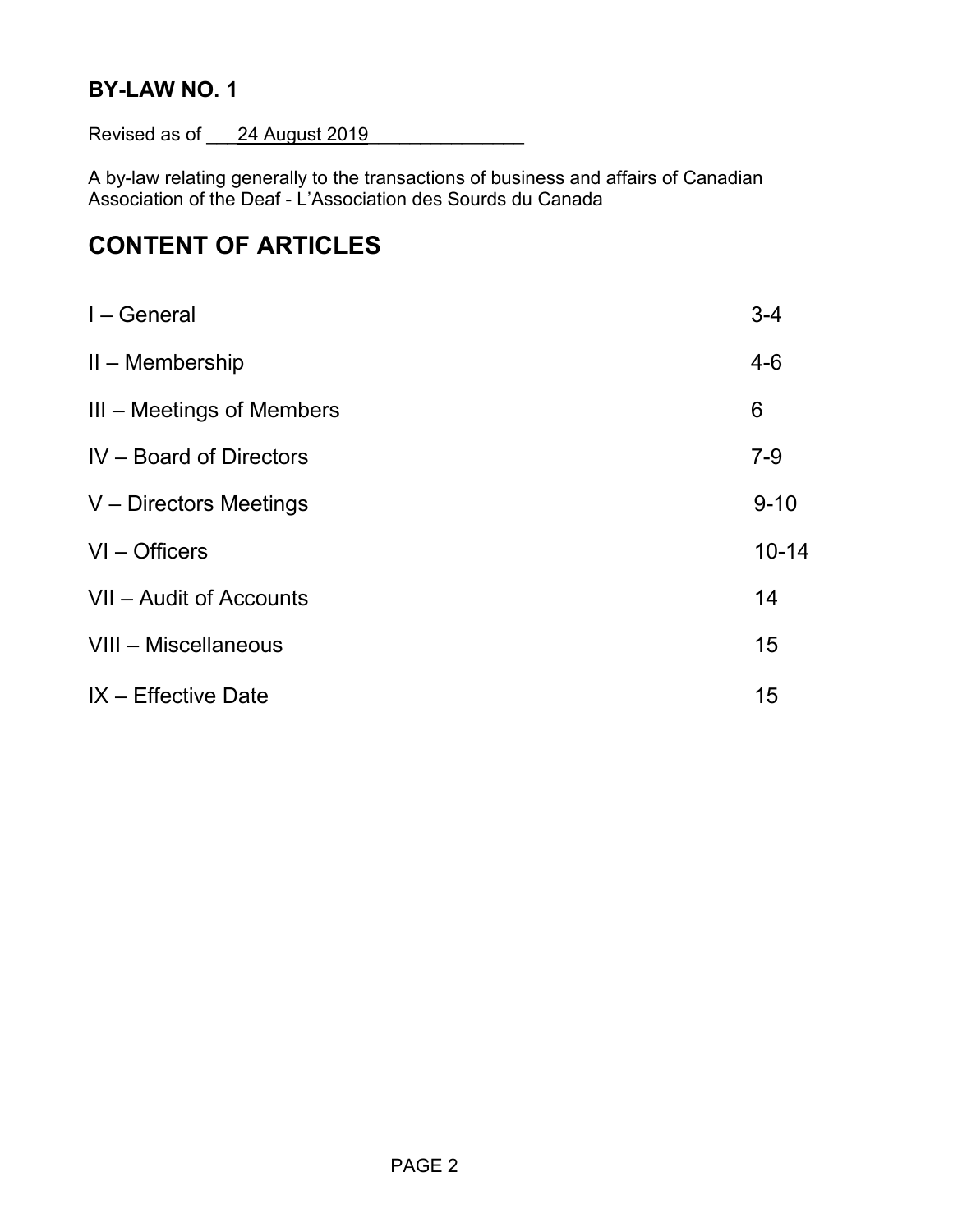## BY-LAW NO. 1

Revised as of 24 August 2019

A by-law relating generally to the transactions of business and affairs of Canadian Association of the Deaf - L'Association des Sourds du Canada

# CONTENT OF ARTICLES

| | |
|---|---|
| I – General | 3-4 |
| II – Membership | 4-6 |
| III – Meetings of Members | 6 |
| IV – Board of Directors | 7-9 |
| V – Directors Meetings | 9-10 |
| VI – Officers | 10-14 |
| VII – Audit of Accounts | 14 |
| VIII – Miscellaneous | 15 |
| IX – Effective Date | 15 |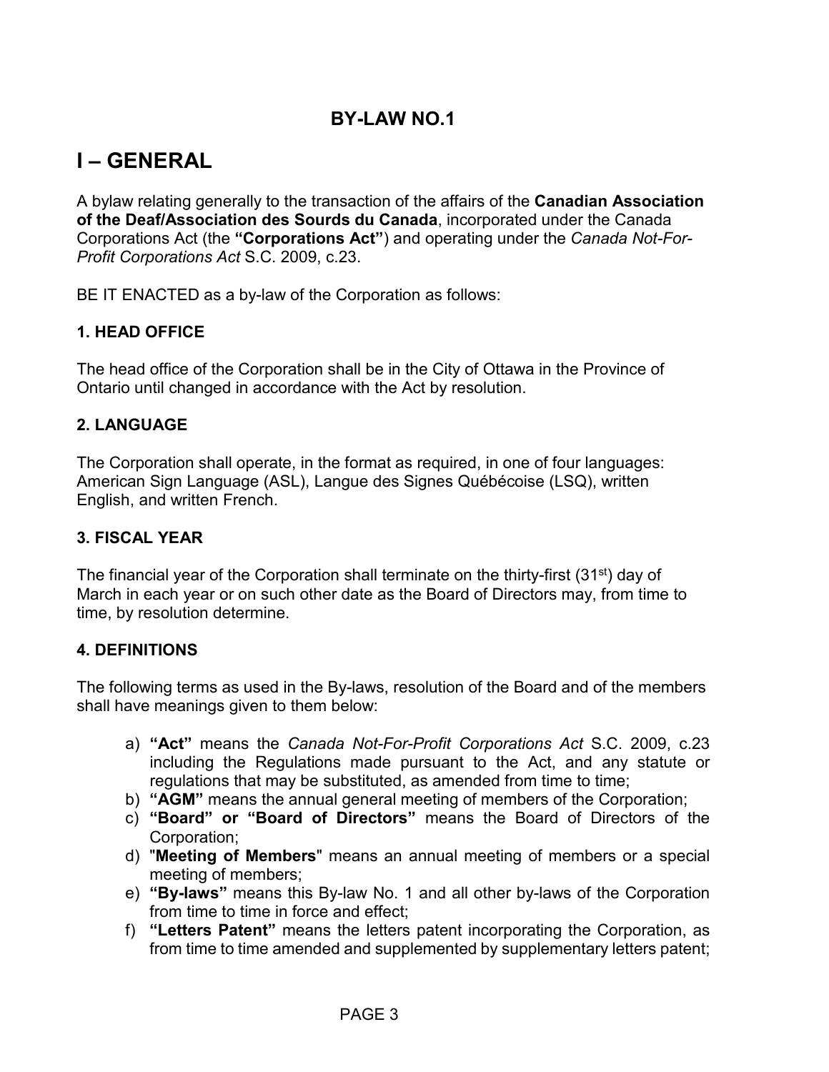# BY-LAW NO.1

## I – GENERAL

A bylaw relating generally to the transaction of the affairs of the **Canadian Association of the Deaf/Association des Sourds du Canada**, incorporated under the Canada Corporations Act (the **"Corporations Act"**) and operating under the *Canada Not-For-Profit Corporations Act* S.C. 2009, c.23.

BE IT ENACTED as a by-law of the Corporation as follows:

### 1. HEAD OFFICE

The head office of the Corporation shall be in the City of Ottawa in the Province of Ontario until changed in accordance with the Act by resolution.

### 2. LANGUAGE

The Corporation shall operate, in the format as required, in one of four languages: American Sign Language (ASL), Langue des Signes Québécoise (LSQ), written English, and written French.

### 3. FISCAL YEAR

The financial year of the Corporation shall terminate on the thirty-first (31st) day of March in each year or on such other date as the Board of Directors may, from time to time, by resolution determine.

### 4. DEFINITIONS

The following terms as used in the By-laws, resolution of the Board and of the members shall have meanings given to them below:

a) **"Act"** means the *Canada Not-For-Profit Corporations Act* S.C. 2009, c.23 including the Regulations made pursuant to the Act, and any statute or regulations that may be substituted, as amended from time to time;
b) **"AGM"** means the annual general meeting of members of the Corporation;
c) **"Board" or "Board of Directors"** means the Board of Directors of the Corporation;
d) "**Meeting of Members**" means an annual meeting of members or a special meeting of members;
e) **"By-laws"** means this By-law No. 1 and all other by-laws of the Corporation from time to time in force and effect;
f) **"Letters Patent"** means the letters patent incorporating the Corporation, as from time to time amended and supplemented by supplementary letters patent;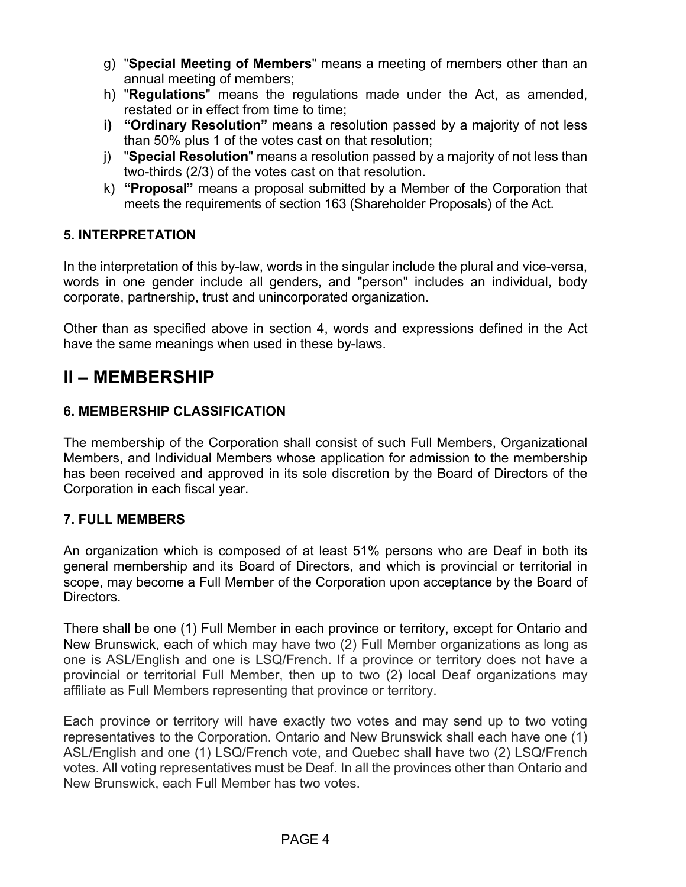g) "**Special Meeting of Members**" means a meeting of members other than an annual meeting of members;

h) "**Regulations**" means the regulations made under the Act, as amended, restated or in effect from time to time;

**i) "Ordinary Resolution"** means a resolution passed by a majority of not less than 50% plus 1 of the votes cast on that resolution;

j) "**Special Resolution**" means a resolution passed by a majority of not less than two-thirds (2/3) of the votes cast on that resolution.

k) **"Proposal"** means a proposal submitted by a Member of the Corporation that meets the requirements of section 163 (Shareholder Proposals) of the Act.

### 5. INTERPRETATION

In the interpretation of this by-law, words in the singular include the plural and vice-versa, words in one gender include all genders, and "person" includes an individual, body corporate, partnership, trust and unincorporated organization.

Other than as specified above in section 4, words and expressions defined in the Act have the same meanings when used in these by-laws.

## II – MEMBERSHIP

### 6. MEMBERSHIP CLASSIFICATION

The membership of the Corporation shall consist of such Full Members, Organizational Members, and Individual Members whose application for admission to the membership has been received and approved in its sole discretion by the Board of Directors of the Corporation in each fiscal year.

### 7. FULL MEMBERS

An organization which is composed of at least 51% persons who are Deaf in both its general membership and its Board of Directors, and which is provincial or territorial in scope, may become a Full Member of the Corporation upon acceptance by the Board of Directors.

There shall be one (1) Full Member in each province or territory, except for Ontario and New Brunswick, each of which may have two (2) Full Member organizations as long as one is ASL/English and one is LSQ/French. If a province or territory does not have a provincial or territorial Full Member, then up to two (2) local Deaf organizations may affiliate as Full Members representing that province or territory.

Each province or territory will have exactly two votes and may send up to two voting representatives to the Corporation. Ontario and New Brunswick shall each have one (1) ASL/English and one (1) LSQ/French vote, and Quebec shall have two (2) LSQ/French votes. All voting representatives must be Deaf. In all the provinces other than Ontario and New Brunswick, each Full Member has two votes.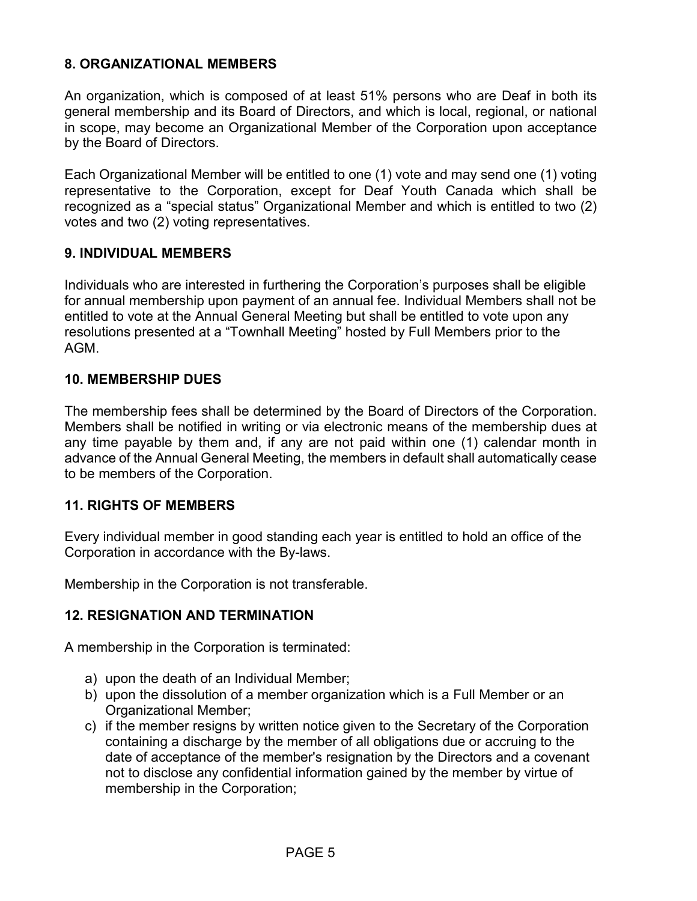## 8. ORGANIZATIONAL MEMBERS

An organization, which is composed of at least 51% persons who are Deaf in both its general membership and its Board of Directors, and which is local, regional, or national in scope, may become an Organizational Member of the Corporation upon acceptance by the Board of Directors.

Each Organizational Member will be entitled to one (1) vote and may send one (1) voting representative to the Corporation, except for Deaf Youth Canada which shall be recognized as a "special status" Organizational Member and which is entitled to two (2) votes and two (2) voting representatives.

## 9. INDIVIDUAL MEMBERS

Individuals who are interested in furthering the Corporation's purposes shall be eligible for annual membership upon payment of an annual fee. Individual Members shall not be entitled to vote at the Annual General Meeting but shall be entitled to vote upon any resolutions presented at a "Townhall Meeting" hosted by Full Members prior to the AGM.

## 10. MEMBERSHIP DUES

The membership fees shall be determined by the Board of Directors of the Corporation. Members shall be notified in writing or via electronic means of the membership dues at any time payable by them and, if any are not paid within one (1) calendar month in advance of the Annual General Meeting, the members in default shall automatically cease to be members of the Corporation.

## 11. RIGHTS OF MEMBERS

Every individual member in good standing each year is entitled to hold an office of the Corporation in accordance with the By-laws.

Membership in the Corporation is not transferable.

## 12. RESIGNATION AND TERMINATION

A membership in the Corporation is terminated:

a) upon the death of an Individual Member;
b) upon the dissolution of a member organization which is a Full Member or an Organizational Member;
c) if the member resigns by written notice given to the Secretary of the Corporation containing a discharge by the member of all obligations due or accruing to the date of acceptance of the member's resignation by the Directors and a covenant not to disclose any confidential information gained by the member by virtue of membership in the Corporation;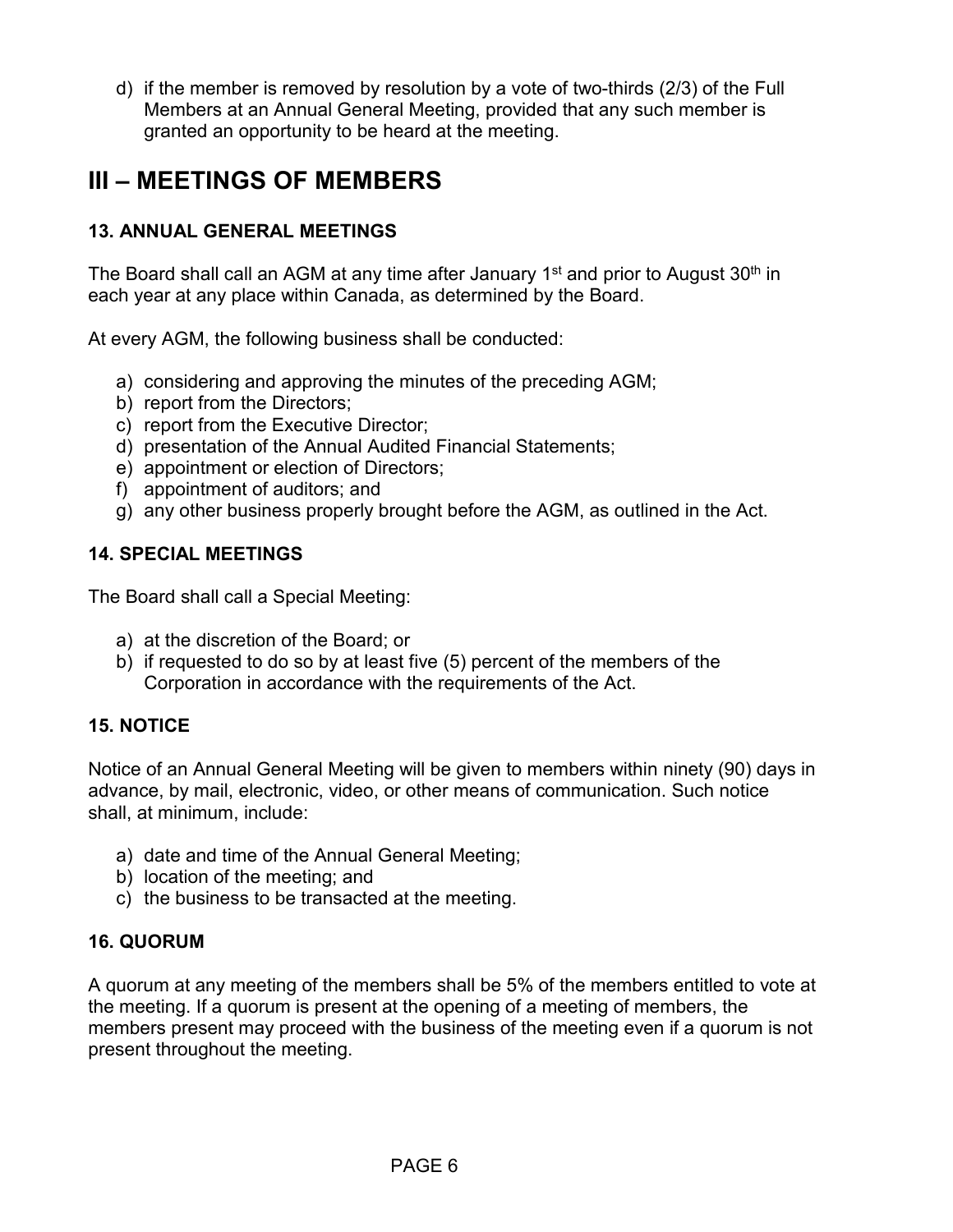d) if the member is removed by resolution by a vote of two-thirds (2/3) of the Full Members at an Annual General Meeting, provided that any such member is granted an opportunity to be heard at the meeting.

# III – MEETINGS OF MEMBERS

### 13. ANNUAL GENERAL MEETINGS

The Board shall call an AGM at any time after January 1st and prior to August 30th in each year at any place within Canada, as determined by the Board.

At every AGM, the following business shall be conducted:

a) considering and approving the minutes of the preceding AGM;
b) report from the Directors;
c) report from the Executive Director;
d) presentation of the Annual Audited Financial Statements;
e) appointment or election of Directors;
f) appointment of auditors; and
g) any other business properly brought before the AGM, as outlined in the Act.

### 14. SPECIAL MEETINGS

The Board shall call a Special Meeting:

a) at the discretion of the Board; or
b) if requested to do so by at least five (5) percent of the members of the Corporation in accordance with the requirements of the Act.

### 15. NOTICE

Notice of an Annual General Meeting will be given to members within ninety (90) days in advance, by mail, electronic, video, or other means of communication. Such notice shall, at minimum, include:

a) date and time of the Annual General Meeting;
b) location of the meeting; and
c) the business to be transacted at the meeting.

### 16. QUORUM

A quorum at any meeting of the members shall be 5% of the members entitled to vote at the meeting. If a quorum is present at the opening of a meeting of members, the members present may proceed with the business of the meeting even if a quorum is not present throughout the meeting.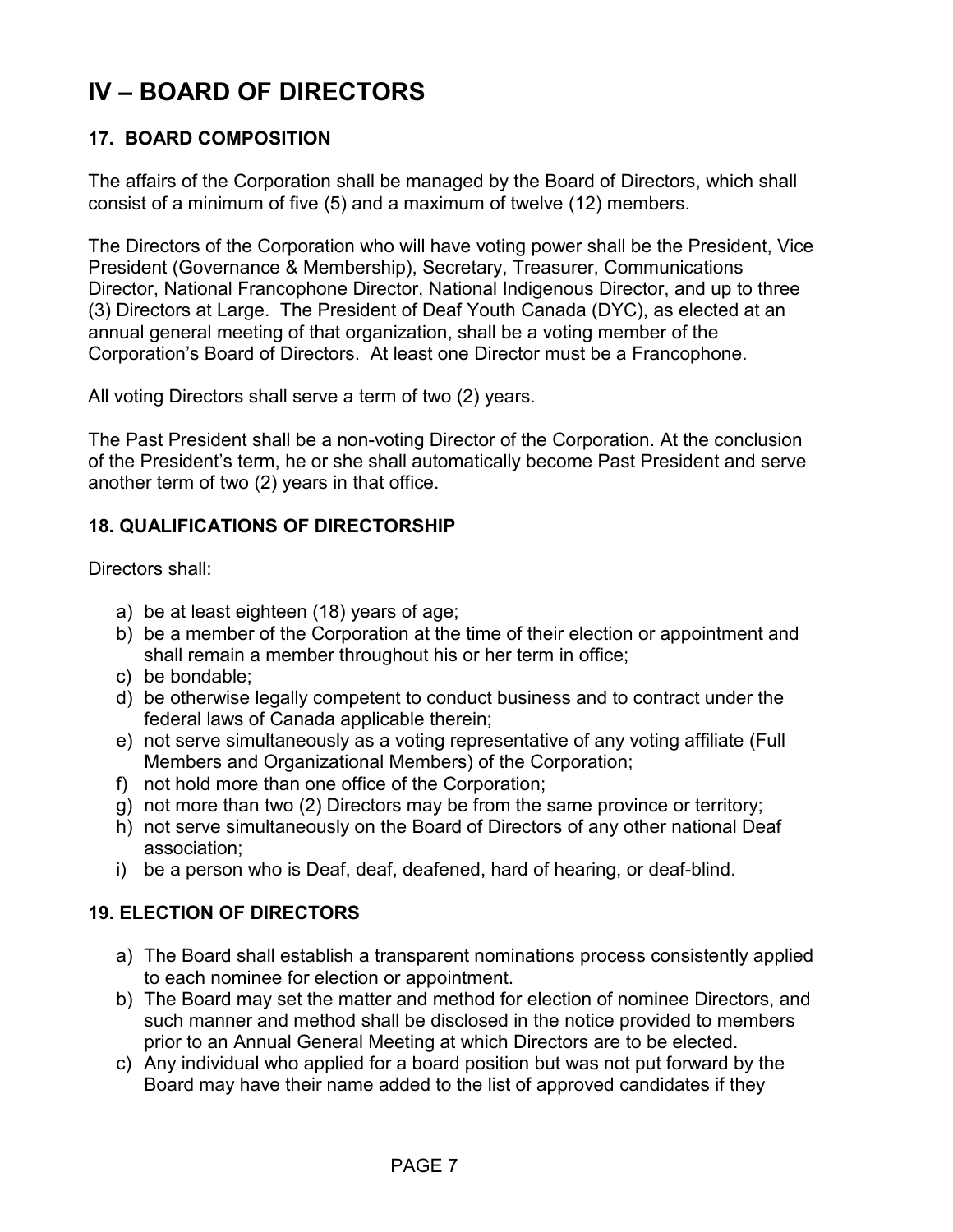# IV – BOARD OF DIRECTORS

### 17. BOARD COMPOSITION

The affairs of the Corporation shall be managed by the Board of Directors, which shall consist of a minimum of five (5) and a maximum of twelve (12) members.

The Directors of the Corporation who will have voting power shall be the President, Vice President (Governance & Membership), Secretary, Treasurer, Communications Director, National Francophone Director, National Indigenous Director, and up to three (3) Directors at Large. The President of Deaf Youth Canada (DYC), as elected at an annual general meeting of that organization, shall be a voting member of the Corporation's Board of Directors. At least one Director must be a Francophone.

All voting Directors shall serve a term of two (2) years.

The Past President shall be a non-voting Director of the Corporation. At the conclusion of the President's term, he or she shall automatically become Past President and serve another term of two (2) years in that office.

### 18. QUALIFICATIONS OF DIRECTORSHIP

Directors shall:

a) be at least eighteen (18) years of age;
b) be a member of the Corporation at the time of their election or appointment and shall remain a member throughout his or her term in office;
c) be bondable;
d) be otherwise legally competent to conduct business and to contract under the federal laws of Canada applicable therein;
e) not serve simultaneously as a voting representative of any voting affiliate (Full Members and Organizational Members) of the Corporation;
f) not hold more than one office of the Corporation;
g) not more than two (2) Directors may be from the same province or territory;
h) not serve simultaneously on the Board of Directors of any other national Deaf association;
i) be a person who is Deaf, deaf, deafened, hard of hearing, or deaf-blind.

### 19. ELECTION OF DIRECTORS

a) The Board shall establish a transparent nominations process consistently applied to each nominee for election or appointment.
b) The Board may set the matter and method for election of nominee Directors, and such manner and method shall be disclosed in the notice provided to members prior to an Annual General Meeting at which Directors are to be elected.
c) Any individual who applied for a board position but was not put forward by the Board may have their name added to the list of approved candidates if they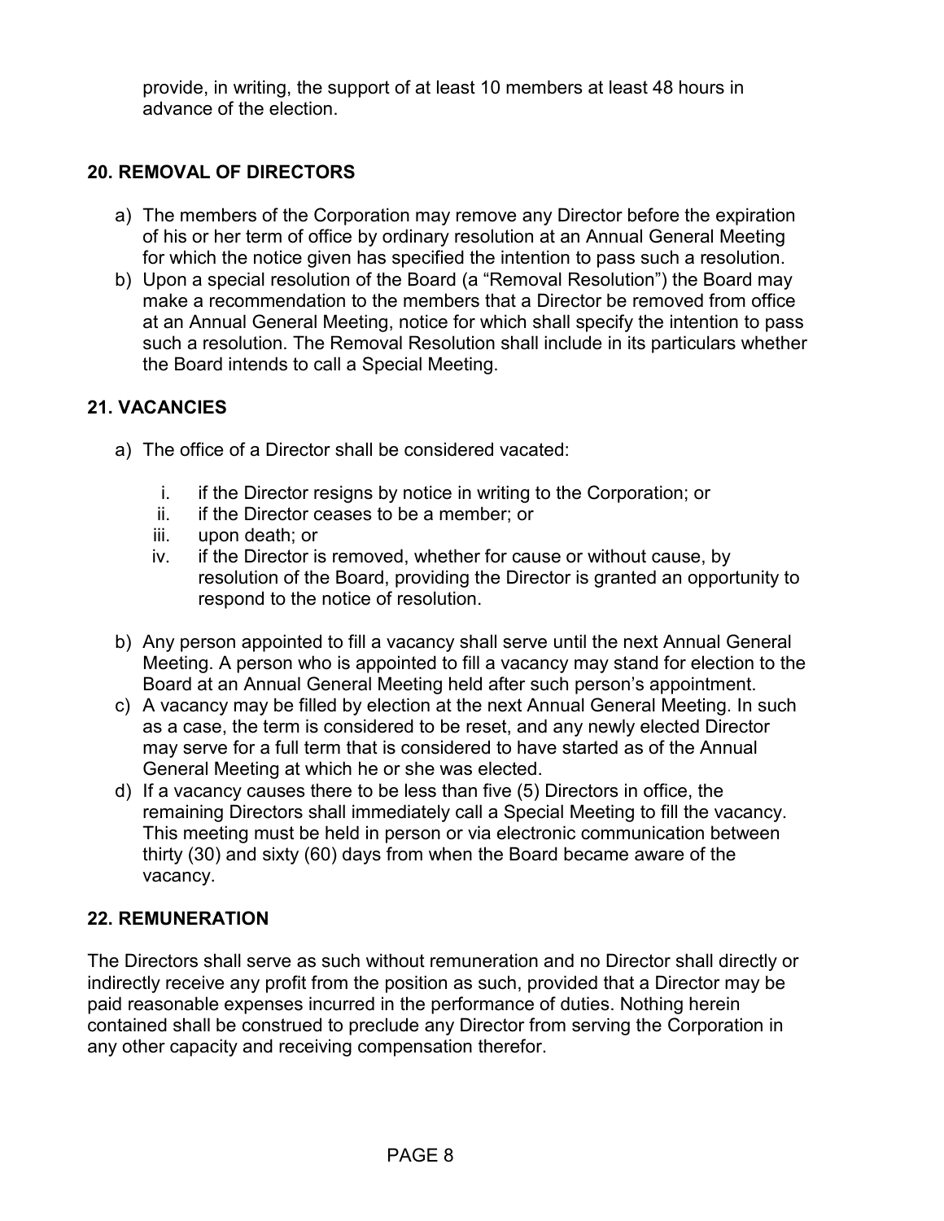provide, in writing, the support of at least 10 members at least 48 hours in advance of the election.

## 20. REMOVAL OF DIRECTORS

a) The members of the Corporation may remove any Director before the expiration of his or her term of office by ordinary resolution at an Annual General Meeting for which the notice given has specified the intention to pass such a resolution.
b) Upon a special resolution of the Board (a "Removal Resolution") the Board may make a recommendation to the members that a Director be removed from office at an Annual General Meeting, notice for which shall specify the intention to pass such a resolution. The Removal Resolution shall include in its particulars whether the Board intends to call a Special Meeting.

## 21. VACANCIES

a) The office of a Director shall be considered vacated:

   i. if the Director resigns by notice in writing to the Corporation; or
   ii. if the Director ceases to be a member; or
   iii. upon death; or
   iv. if the Director is removed, whether for cause or without cause, by resolution of the Board, providing the Director is granted an opportunity to respond to the notice of resolution.

b) Any person appointed to fill a vacancy shall serve until the next Annual General Meeting. A person who is appointed to fill a vacancy may stand for election to the Board at an Annual General Meeting held after such person's appointment.
c) A vacancy may be filled by election at the next Annual General Meeting. In such as a case, the term is considered to be reset, and any newly elected Director may serve for a full term that is considered to have started as of the Annual General Meeting at which he or she was elected.
d) If a vacancy causes there to be less than five (5) Directors in office, the remaining Directors shall immediately call a Special Meeting to fill the vacancy. This meeting must be held in person or via electronic communication between thirty (30) and sixty (60) days from when the Board became aware of the vacancy.

## 22. REMUNERATION

The Directors shall serve as such without remuneration and no Director shall directly or indirectly receive any profit from the position as such, provided that a Director may be paid reasonable expenses incurred in the performance of duties. Nothing herein contained shall be construed to preclude any Director from serving the Corporation in any other capacity and receiving compensation therefor.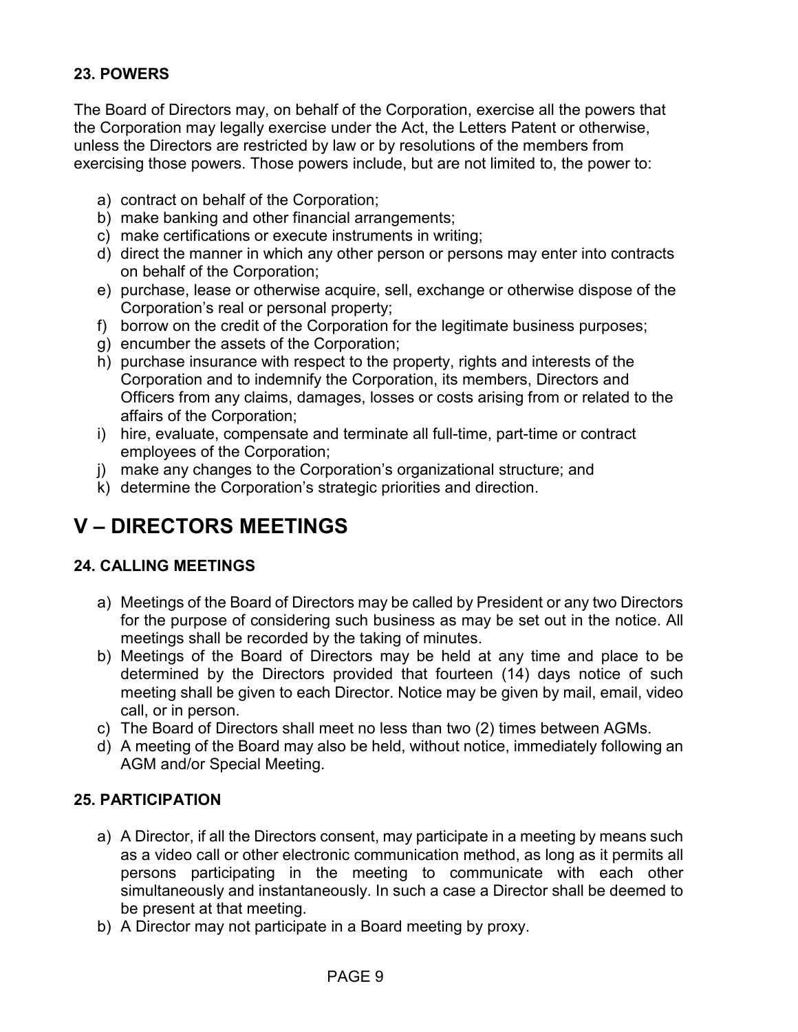### 23. POWERS

The Board of Directors may, on behalf of the Corporation, exercise all the powers that the Corporation may legally exercise under the Act, the Letters Patent or otherwise, unless the Directors are restricted by law or by resolutions of the members from exercising those powers. Those powers include, but are not limited to, the power to:

a) contract on behalf of the Corporation;
b) make banking and other financial arrangements;
c) make certifications or execute instruments in writing;
d) direct the manner in which any other person or persons may enter into contracts on behalf of the Corporation;
e) purchase, lease or otherwise acquire, sell, exchange or otherwise dispose of the Corporation's real or personal property;
f) borrow on the credit of the Corporation for the legitimate business purposes;
g) encumber the assets of the Corporation;
h) purchase insurance with respect to the property, rights and interests of the Corporation and to indemnify the Corporation, its members, Directors and Officers from any claims, damages, losses or costs arising from or related to the affairs of the Corporation;
i) hire, evaluate, compensate and terminate all full-time, part-time or contract employees of the Corporation;
j) make any changes to the Corporation's organizational structure; and
k) determine the Corporation's strategic priorities and direction.

## V – DIRECTORS MEETINGS

### 24. CALLING MEETINGS

a) Meetings of the Board of Directors may be called by President or any two Directors for the purpose of considering such business as may be set out in the notice. All meetings shall be recorded by the taking of minutes.
b) Meetings of the Board of Directors may be held at any time and place to be determined by the Directors provided that fourteen (14) days notice of such meeting shall be given to each Director. Notice may be given by mail, email, video call, or in person.
c) The Board of Directors shall meet no less than two (2) times between AGMs.
d) A meeting of the Board may also be held, without notice, immediately following an AGM and/or Special Meeting.

### 25. PARTICIPATION

a) A Director, if all the Directors consent, may participate in a meeting by means such as a video call or other electronic communication method, as long as it permits all persons participating in the meeting to communicate with each other simultaneously and instantaneously. In such a case a Director shall be deemed to be present at that meeting.
b) A Director may not participate in a Board meeting by proxy.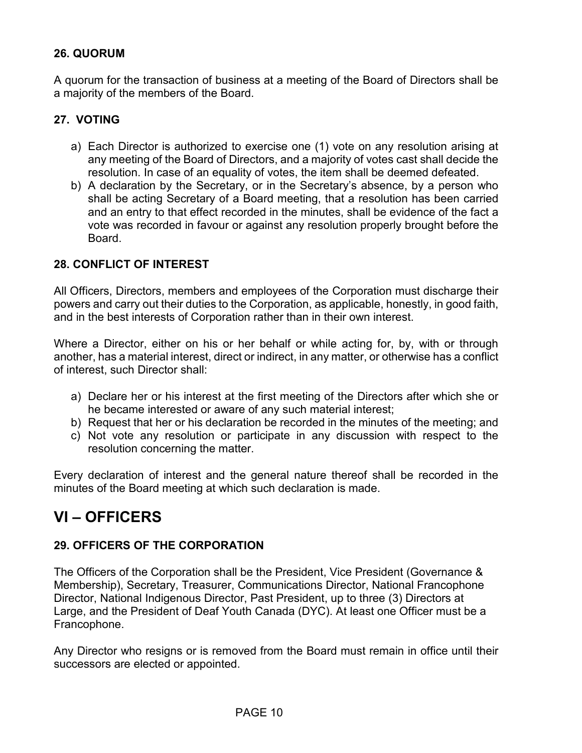### 26. QUORUM

A quorum for the transaction of business at a meeting of the Board of Directors shall be a majority of the members of the Board.

### 27. VOTING

a) Each Director is authorized to exercise one (1) vote on any resolution arising at any meeting of the Board of Directors, and a majority of votes cast shall decide the resolution. In case of an equality of votes, the item shall be deemed defeated.
b) A declaration by the Secretary, or in the Secretary's absence, by a person who shall be acting Secretary of a Board meeting, that a resolution has been carried and an entry to that effect recorded in the minutes, shall be evidence of the fact a vote was recorded in favour or against any resolution properly brought before the Board.

### 28. CONFLICT OF INTEREST

All Officers, Directors, members and employees of the Corporation must discharge their powers and carry out their duties to the Corporation, as applicable, honestly, in good faith, and in the best interests of Corporation rather than in their own interest.

Where a Director, either on his or her behalf or while acting for, by, with or through another, has a material interest, direct or indirect, in any matter, or otherwise has a conflict of interest, such Director shall:

a) Declare her or his interest at the first meeting of the Directors after which she or he became interested or aware of any such material interest;
b) Request that her or his declaration be recorded in the minutes of the meeting; and
c) Not vote any resolution or participate in any discussion with respect to the resolution concerning the matter.

Every declaration of interest and the general nature thereof shall be recorded in the minutes of the Board meeting at which such declaration is made.

## VI – OFFICERS

### 29. OFFICERS OF THE CORPORATION

The Officers of the Corporation shall be the President, Vice President (Governance & Membership), Secretary, Treasurer, Communications Director, National Francophone Director, National Indigenous Director, Past President, up to three (3) Directors at Large, and the President of Deaf Youth Canada (DYC). At least one Officer must be a Francophone.

Any Director who resigns or is removed from the Board must remain in office until their successors are elected or appointed.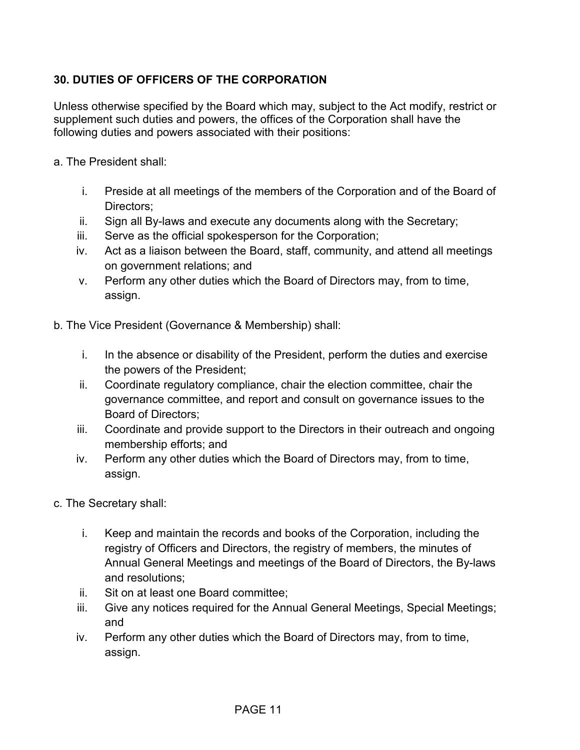## 30. DUTIES OF OFFICERS OF THE CORPORATION

Unless otherwise specified by the Board which may, subject to the Act modify, restrict or supplement such duties and powers, the offices of the Corporation shall have the following duties and powers associated with their positions:

a. The President shall:

i. Preside at all meetings of the members of the Corporation and of the Board of Directors;
ii. Sign all By-laws and execute any documents along with the Secretary;
iii. Serve as the official spokesperson for the Corporation;
iv. Act as a liaison between the Board, staff, community, and attend all meetings on government relations; and
v. Perform any other duties which the Board of Directors may, from to time, assign.

b. The Vice President (Governance & Membership) shall:

i. In the absence or disability of the President, perform the duties and exercise the powers of the President;
ii. Coordinate regulatory compliance, chair the election committee, chair the governance committee, and report and consult on governance issues to the Board of Directors;
iii. Coordinate and provide support to the Directors in their outreach and ongoing membership efforts; and
iv. Perform any other duties which the Board of Directors may, from to time, assign.

c. The Secretary shall:

i. Keep and maintain the records and books of the Corporation, including the registry of Officers and Directors, the registry of members, the minutes of Annual General Meetings and meetings of the Board of Directors, the By-laws and resolutions;
ii. Sit on at least one Board committee;
iii. Give any notices required for the Annual General Meetings, Special Meetings; and
iv. Perform any other duties which the Board of Directors may, from to time, assign.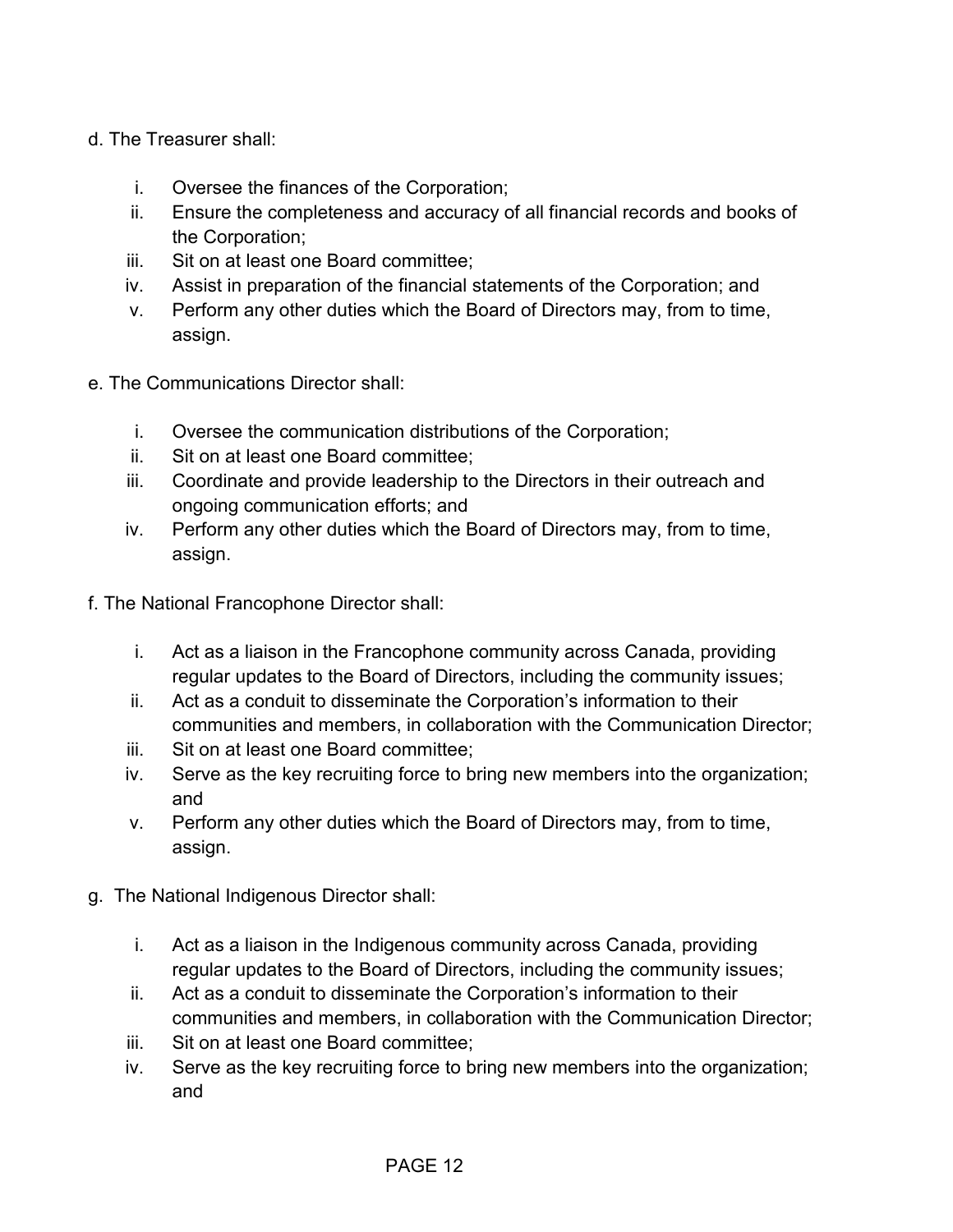d. The Treasurer shall:

i. Oversee the finances of the Corporation;
ii. Ensure the completeness and accuracy of all financial records and books of the Corporation;
iii. Sit on at least one Board committee;
iv. Assist in preparation of the financial statements of the Corporation; and
v. Perform any other duties which the Board of Directors may, from to time, assign.

e. The Communications Director shall:

i. Oversee the communication distributions of the Corporation;
ii. Sit on at least one Board committee;
iii. Coordinate and provide leadership to the Directors in their outreach and ongoing communication efforts; and
iv. Perform any other duties which the Board of Directors may, from to time, assign.

f. The National Francophone Director shall:

i. Act as a liaison in the Francophone community across Canada, providing regular updates to the Board of Directors, including the community issues;
ii. Act as a conduit to disseminate the Corporation's information to their communities and members, in collaboration with the Communication Director;
iii. Sit on at least one Board committee;
iv. Serve as the key recruiting force to bring new members into the organization; and
v. Perform any other duties which the Board of Directors may, from to time, assign.

g. The National Indigenous Director shall:

i. Act as a liaison in the Indigenous community across Canada, providing regular updates to the Board of Directors, including the community issues;
ii. Act as a conduit to disseminate the Corporation's information to their communities and members, in collaboration with the Communication Director;
iii. Sit on at least one Board committee;
iv. Serve as the key recruiting force to bring new members into the organization; and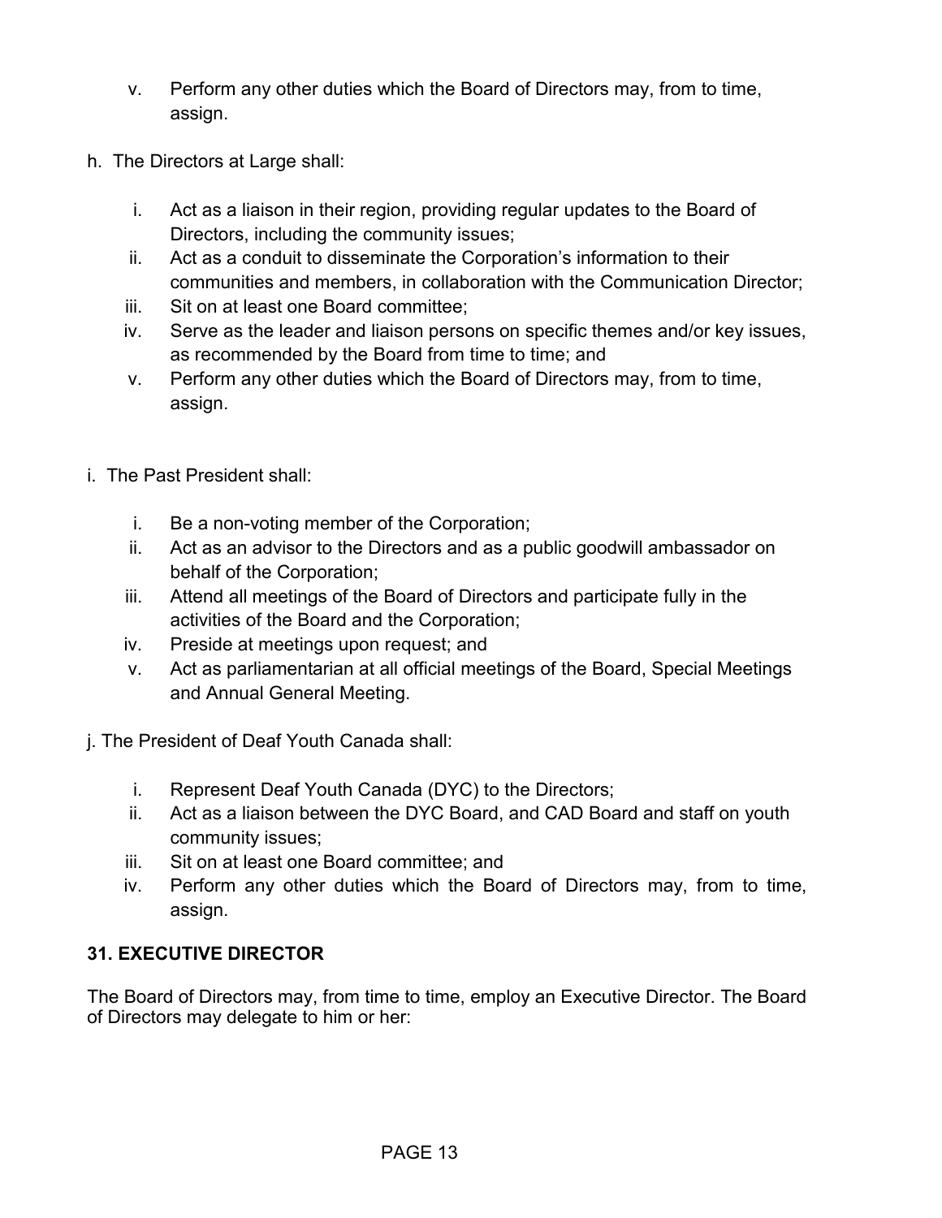v. Perform any other duties which the Board of Directors may, from to time, assign.

h. The Directors at Large shall:

i. Act as a liaison in their region, providing regular updates to the Board of Directors, including the community issues;
ii. Act as a conduit to disseminate the Corporation's information to their communities and members, in collaboration with the Communication Director;
iii. Sit on at least one Board committee;
iv. Serve as the leader and liaison persons on specific themes and/or key issues, as recommended by the Board from time to time; and
v. Perform any other duties which the Board of Directors may, from to time, assign.

i. The Past President shall:

i. Be a non-voting member of the Corporation;
ii. Act as an advisor to the Directors and as a public goodwill ambassador on behalf of the Corporation;
iii. Attend all meetings of the Board of Directors and participate fully in the activities of the Board and the Corporation;
iv. Preside at meetings upon request; and
v. Act as parliamentarian at all official meetings of the Board, Special Meetings and Annual General Meeting.

j. The President of Deaf Youth Canada shall:

i. Represent Deaf Youth Canada (DYC) to the Directors;
ii. Act as a liaison between the DYC Board, and CAD Board and staff on youth community issues;
iii. Sit on at least one Board committee; and
iv. Perform any other duties which the Board of Directors may, from to time, assign.

**31. EXECUTIVE DIRECTOR**

The Board of Directors may, from time to time, employ an Executive Director. The Board of Directors may delegate to him or her: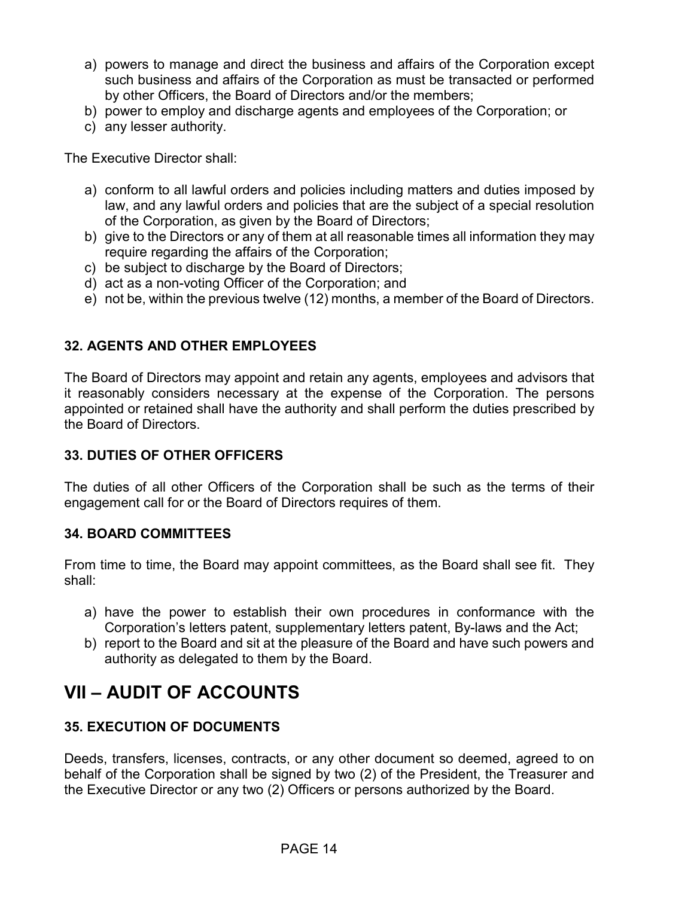a) powers to manage and direct the business and affairs of the Corporation except such business and affairs of the Corporation as must be transacted or performed by other Officers, the Board of Directors and/or the members;
b) power to employ and discharge agents and employees of the Corporation; or
c) any lesser authority.

The Executive Director shall:

a) conform to all lawful orders and policies including matters and duties imposed by law, and any lawful orders and policies that are the subject of a special resolution of the Corporation, as given by the Board of Directors;
b) give to the Directors or any of them at all reasonable times all information they may require regarding the affairs of the Corporation;
c) be subject to discharge by the Board of Directors;
d) act as a non-voting Officer of the Corporation; and
e) not be, within the previous twelve (12) months, a member of the Board of Directors.

### 32. AGENTS AND OTHER EMPLOYEES

The Board of Directors may appoint and retain any agents, employees and advisors that it reasonably considers necessary at the expense of the Corporation. The persons appointed or retained shall have the authority and shall perform the duties prescribed by the Board of Directors.

### 33. DUTIES OF OTHER OFFICERS

The duties of all other Officers of the Corporation shall be such as the terms of their engagement call for or the Board of Directors requires of them.

### 34. BOARD COMMITTEES

From time to time, the Board may appoint committees, as the Board shall see fit. They shall:

a) have the power to establish their own procedures in conformance with the Corporation's letters patent, supplementary letters patent, By-laws and the Act;
b) report to the Board and sit at the pleasure of the Board and have such powers and authority as delegated to them by the Board.

## VII – AUDIT OF ACCOUNTS

### 35. EXECUTION OF DOCUMENTS

Deeds, transfers, licenses, contracts, or any other document so deemed, agreed to on behalf of the Corporation shall be signed by two (2) of the President, the Treasurer and the Executive Director or any two (2) Officers or persons authorized by the Board.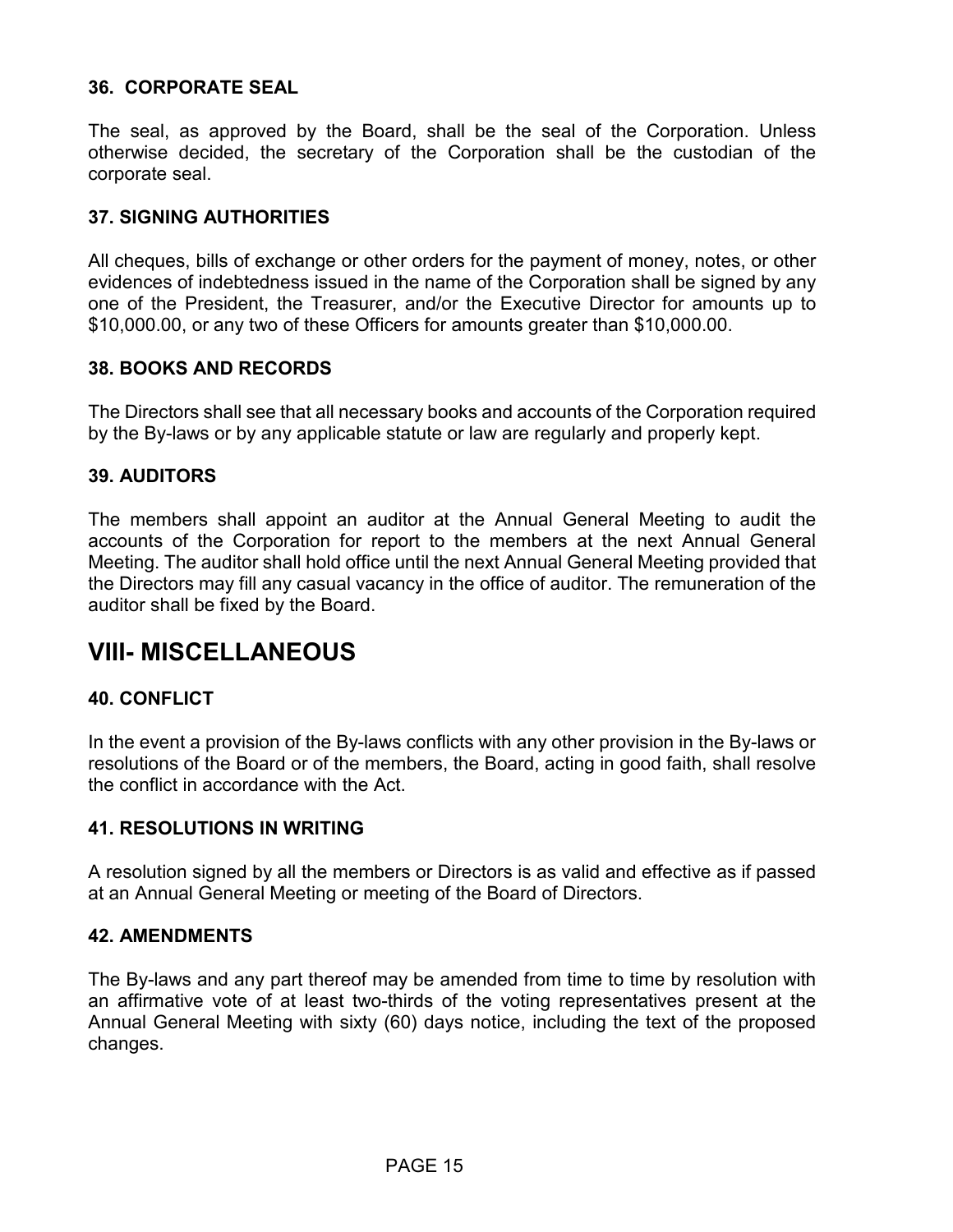### 36. CORPORATE SEAL

The seal, as approved by the Board, shall be the seal of the Corporation. Unless otherwise decided, the secretary of the Corporation shall be the custodian of the corporate seal.

### 37. SIGNING AUTHORITIES

All cheques, bills of exchange or other orders for the payment of money, notes, or other evidences of indebtedness issued in the name of the Corporation shall be signed by any one of the President, the Treasurer, and/or the Executive Director for amounts up to $10,000.00, or any two of these Officers for amounts greater than $10,000.00.

### 38. BOOKS AND RECORDS

The Directors shall see that all necessary books and accounts of the Corporation required by the By-laws or by any applicable statute or law are regularly and properly kept.

### 39. AUDITORS

The members shall appoint an auditor at the Annual General Meeting to audit the accounts of the Corporation for report to the members at the next Annual General Meeting. The auditor shall hold office until the next Annual General Meeting provided that the Directors may fill any casual vacancy in the office of auditor. The remuneration of the auditor shall be fixed by the Board.

## VIII- MISCELLANEOUS

### 40. CONFLICT

In the event a provision of the By-laws conflicts with any other provision in the By-laws or resolutions of the Board or of the members, the Board, acting in good faith, shall resolve the conflict in accordance with the Act.

### 41. RESOLUTIONS IN WRITING

A resolution signed by all the members or Directors is as valid and effective as if passed at an Annual General Meeting or meeting of the Board of Directors.

### 42. AMENDMENTS

The By-laws and any part thereof may be amended from time to time by resolution with an affirmative vote of at least two-thirds of the voting representatives present at the Annual General Meeting with sixty (60) days notice, including the text of the proposed changes.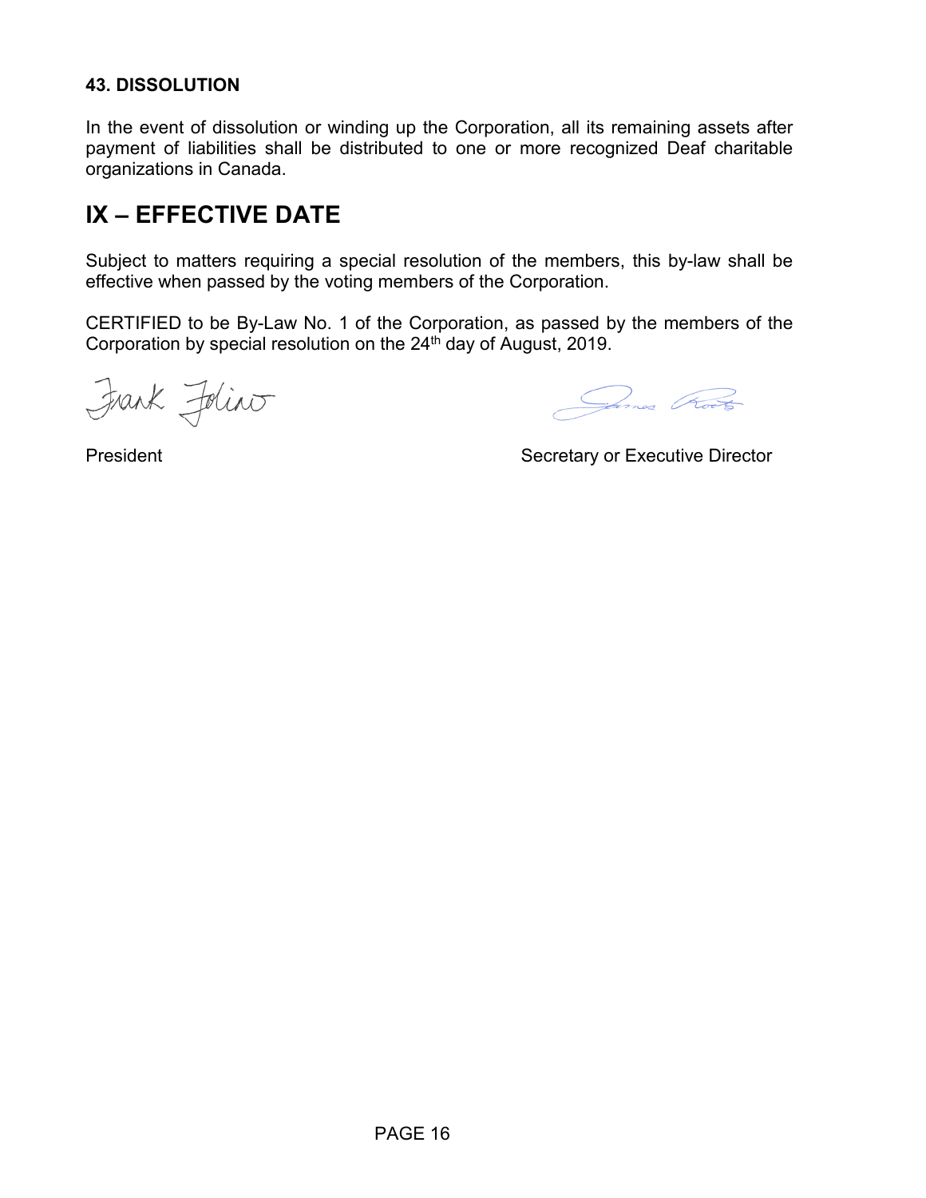### 43. DISSOLUTION

In the event of dissolution or winding up the Corporation, all its remaining assets after payment of liabilities shall be distributed to one or more recognized Deaf charitable organizations in Canada.

## IX – EFFECTIVE DATE

Subject to matters requiring a special resolution of the members, this by-law shall be effective when passed by the voting members of the Corporation.

CERTIFIED to be By-Law No. 1 of the Corporation, as passed by the members of the Corporation by special resolution on the 24th day of August, 2019.

Frank Folino

President

James Roots

Secretary or Executive Director